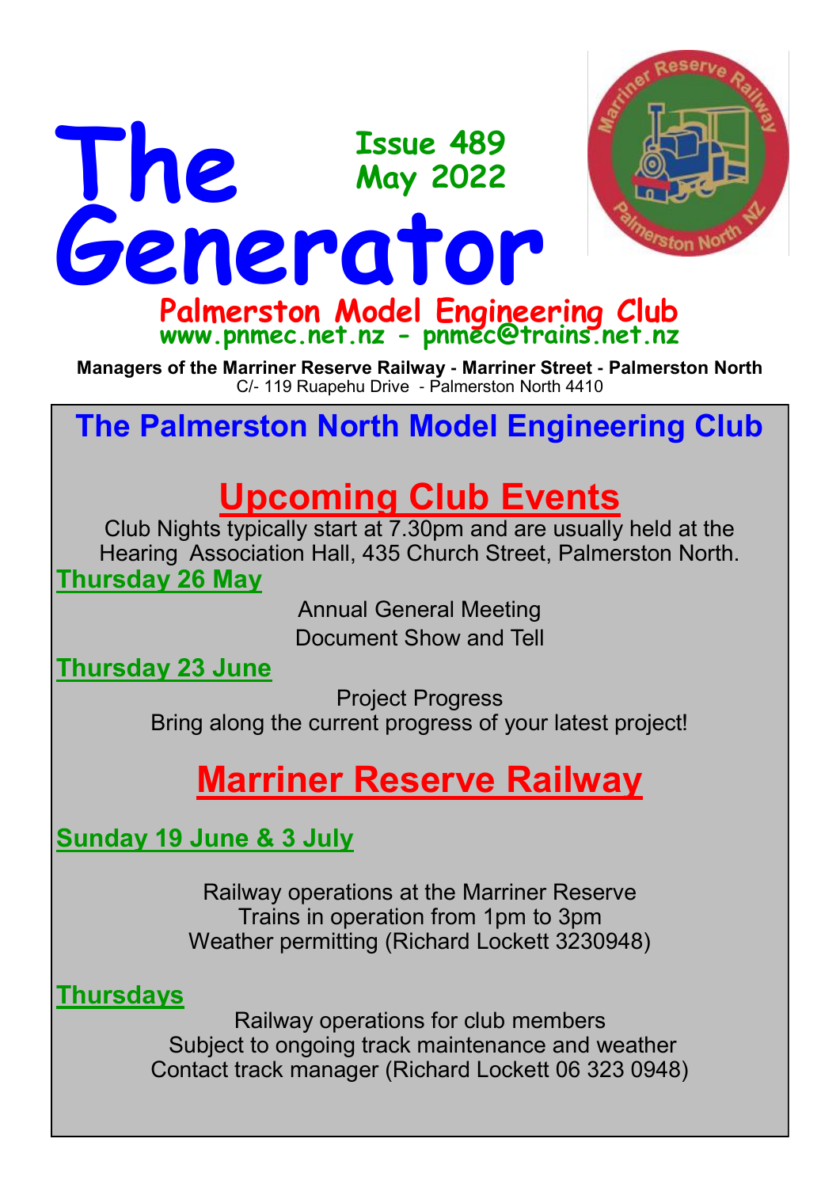# The Generator

**Issue 489**
**May 2022**

## Palmerston Model Engineering Club

**www.pnmec.net.nz - pnmec@trains.net.nz**

**Managers of the Marriner Reserve Railway - Marriner Street - Palmerston North**
C/- 119 Ruapehu Drive - Palmerston North 4410

## The Palmerston North Model Engineering Club

# Upcoming Club Events

Club Nights typically start at 7.30pm and are usually held at the Hearing Association Hall, 435 Church Street, Palmerston North.

### Thursday 26 May

Annual General Meeting
Document Show and Tell

### Thursday 23 June

Project Progress
Bring along the current progress of your latest project!

# Marriner Reserve Railway

### Sunday 19 June & 3 July

Railway operations at the Marriner Reserve
Trains in operation from 1pm to 3pm
Weather permitting (Richard Lockett 3230948)

### Thursdays

Railway operations for club members
Subject to ongoing track maintenance and weather
Contact track manager (Richard Lockett 06 323 0948)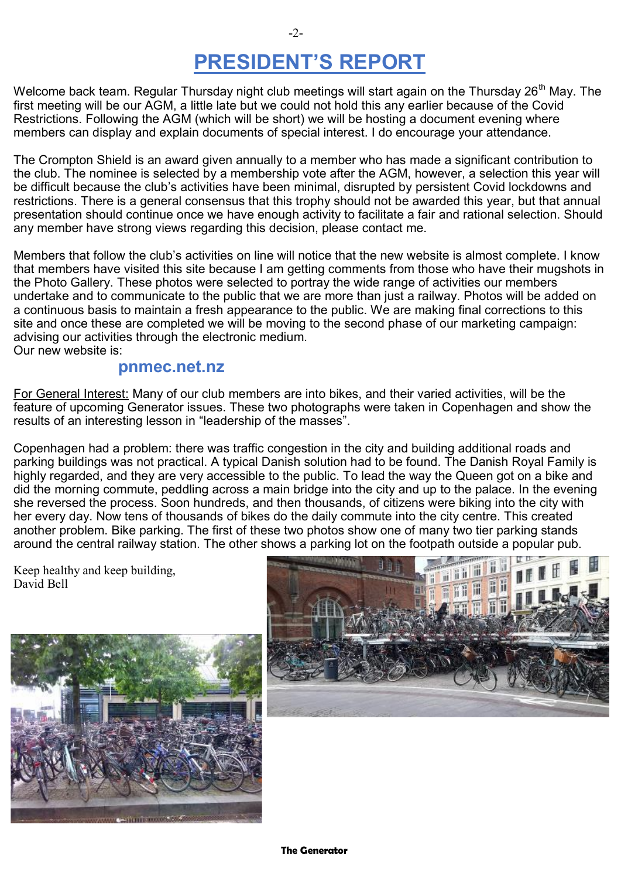# PRESIDENT'S REPORT

Welcome back team. Regular Thursday night club meetings will start again on the Thursday 26th May. The first meeting will be our AGM, a little late but we could not hold this any earlier because of the Covid Restrictions. Following the AGM (which will be short) we will be hosting a document evening where members can display and explain documents of special interest. I do encourage your attendance.

The Crompton Shield is an award given annually to a member who has made a significant contribution to the club. The nominee is selected by a membership vote after the AGM, however, a selection this year will be difficult because the club's activities have been minimal, disrupted by persistent Covid lockdowns and restrictions. There is a general consensus that this trophy should not be awarded this year, but that annual presentation should continue once we have enough activity to facilitate a fair and rational selection. Should any member have strong views regarding this decision, please contact me.

Members that follow the club's activities on line will notice that the new website is almost complete. I know that members have visited this site because I am getting comments from those who have their mugshots in the Photo Gallery. These photos were selected to portray the wide range of activities our members undertake and to communicate to the public that we are more than just a railway. Photos will be added on a continuous basis to maintain a fresh appearance to the public. We are making final corrections to this site and once these are completed we will be moving to the second phase of our marketing campaign: advising our activities through the electronic medium.
Our new website is:

**pnmec.net.nz**

For General Interest: Many of our club members are into bikes, and their varied activities, will be the feature of upcoming Generator issues. These two photographs were taken in Copenhagen and show the results of an interesting lesson in "leadership of the masses".

Copenhagen had a problem: there was traffic congestion in the city and building additional roads and parking buildings was not practical. A typical Danish solution had to be found. The Danish Royal Family is highly regarded, and they are very accessible to the public. To lead the way the Queen got on a bike and did the morning commute, peddling across a main bridge into the city and up to the palace. In the evening she reversed the process. Soon hundreds, and then thousands, of citizens were biking into the city with her every day. Now tens of thousands of bikes do the daily commute into the city centre. This created another problem. Bike parking. The first of these two photos show one of many two tier parking stands around the central railway station. The other shows a parking lot on the footpath outside a popular pub.

Keep healthy and keep building,
David Bell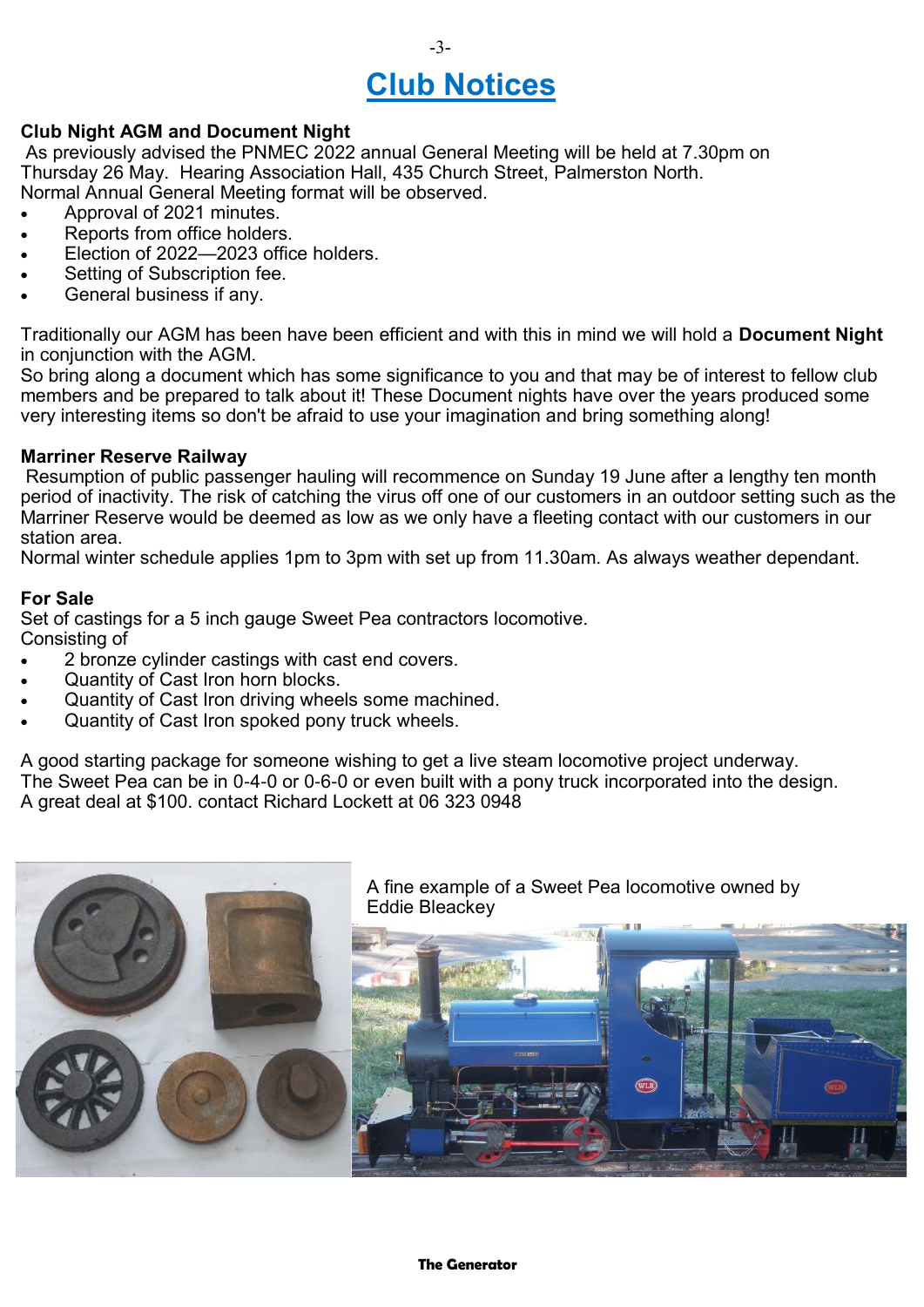# Club Notices

**Club Night AGM and Document Night**

As previously advised the PNMEC 2022 annual General Meeting will be held at 7.30pm on Thursday 26 May. Hearing Association Hall, 435 Church Street, Palmerston North.
Normal Annual General Meeting format will be observed.

- Approval of 2021 minutes.
- Reports from office holders.
- Election of 2022—2023 office holders.
- Setting of Subscription fee.
- General business if any.

Traditionally our AGM has been have been efficient and with this in mind we will hold a **Document Night** in conjunction with the AGM.
So bring along a document which has some significance to you and that may be of interest to fellow club members and be prepared to talk about it! These Document nights have over the years produced some very interesting items so don't be afraid to use your imagination and bring something along!

**Marriner Reserve Railway**

Resumption of public passenger hauling will recommence on Sunday 19 June after a lengthy ten month period of inactivity. The risk of catching the virus off one of our customers in an outdoor setting such as the Marriner Reserve would be deemed as low as we only have a fleeting contact with our customers in our station area.
Normal winter schedule applies 1pm to 3pm with set up from 11.30am. As always weather dependant.

**For Sale**

Set of castings for a 5 inch gauge Sweet Pea contractors locomotive.
Consisting of

- 2 bronze cylinder castings with cast end covers.
- Quantity of Cast Iron horn blocks.
- Quantity of Cast Iron driving wheels some machined.
- Quantity of Cast Iron spoked pony truck wheels.

A good starting package for someone wishing to get a live steam locomotive project underway.
The Sweet Pea can be in 0-4-0 or 0-6-0 or even built with a pony truck incorporated into the design.
A great deal at $100. contact Richard Lockett at 06 323 0948

A fine example of a Sweet Pea locomotive owned by Eddie Bleackey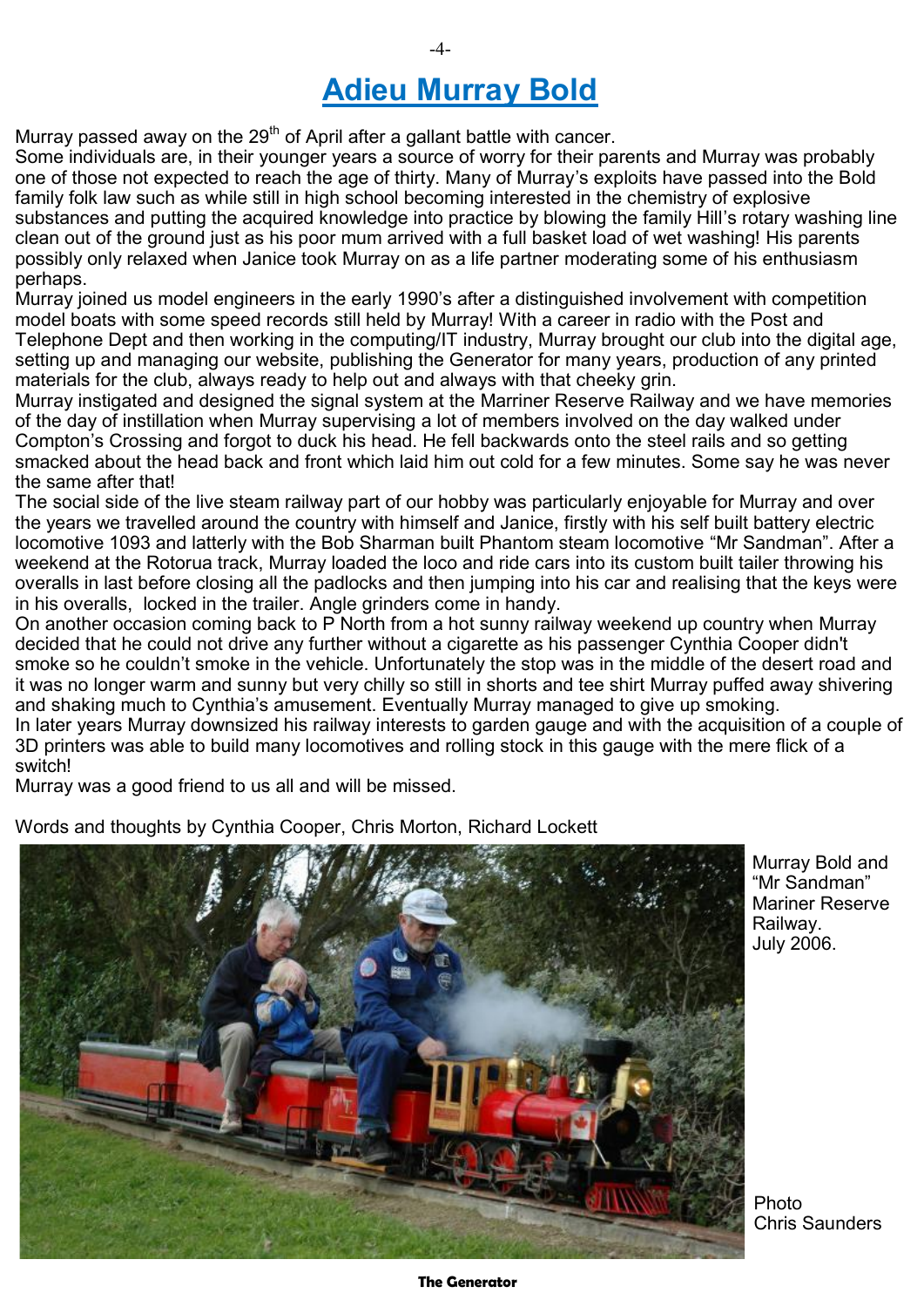# Adieu Murray Bold

Murray passed away on the 29th of April after a gallant battle with cancer.

Some individuals are, in their younger years a source of worry for their parents and Murray was probably one of those not expected to reach the age of thirty. Many of Murray's exploits have passed into the Bold family folk law such as while still in high school becoming interested in the chemistry of explosive substances and putting the acquired knowledge into practice by blowing the family Hill's rotary washing line clean out of the ground just as his poor mum arrived with a full basket load of wet washing! His parents possibly only relaxed when Janice took Murray on as a life partner moderating some of his enthusiasm perhaps.

Murray joined us model engineers in the early 1990's after a distinguished involvement with competition model boats with some speed records still held by Murray! With a career in radio with the Post and Telephone Dept and then working in the computing/IT industry, Murray brought our club into the digital age, setting up and managing our website, publishing the Generator for many years, production of any printed materials for the club, always ready to help out and always with that cheeky grin.

Murray instigated and designed the signal system at the Marriner Reserve Railway and we have memories of the day of instillation when Murray supervising a lot of members involved on the day walked under Compton's Crossing and forgot to duck his head. He fell backwards onto the steel rails and so getting smacked about the head back and front which laid him out cold for a few minutes. Some say he was never the same after that!

The social side of the live steam railway part of our hobby was particularly enjoyable for Murray and over the years we travelled around the country with himself and Janice, firstly with his self built battery electric locomotive 1093 and latterly with the Bob Sharman built Phantom steam locomotive "Mr Sandman". After a weekend at the Rotorua track, Murray loaded the loco and ride cars into its custom built tailer throwing his overalls in last before closing all the padlocks and then jumping into his car and realising that the keys were in his overalls, locked in the trailer. Angle grinders come in handy.

On another occasion coming back to P North from a hot sunny railway weekend up country when Murray decided that he could not drive any further without a cigarette as his passenger Cynthia Cooper didn't smoke so he couldn't smoke in the vehicle. Unfortunately the stop was in the middle of the desert road and it was no longer warm and sunny but very chilly so still in shorts and tee shirt Murray puffed away shivering and shaking much to Cynthia's amusement. Eventually Murray managed to give up smoking.

In later years Murray downsized his railway interests to garden gauge and with the acquisition of a couple of 3D printers was able to build many locomotives and rolling stock in this gauge with the mere flick of a switch!

Murray was a good friend to us all and will be missed.

Words and thoughts by Cynthia Cooper, Chris Morton, Richard Lockett

Murray Bold and "Mr Sandman" Mariner Reserve Railway. July 2006.

Photo Chris Saunders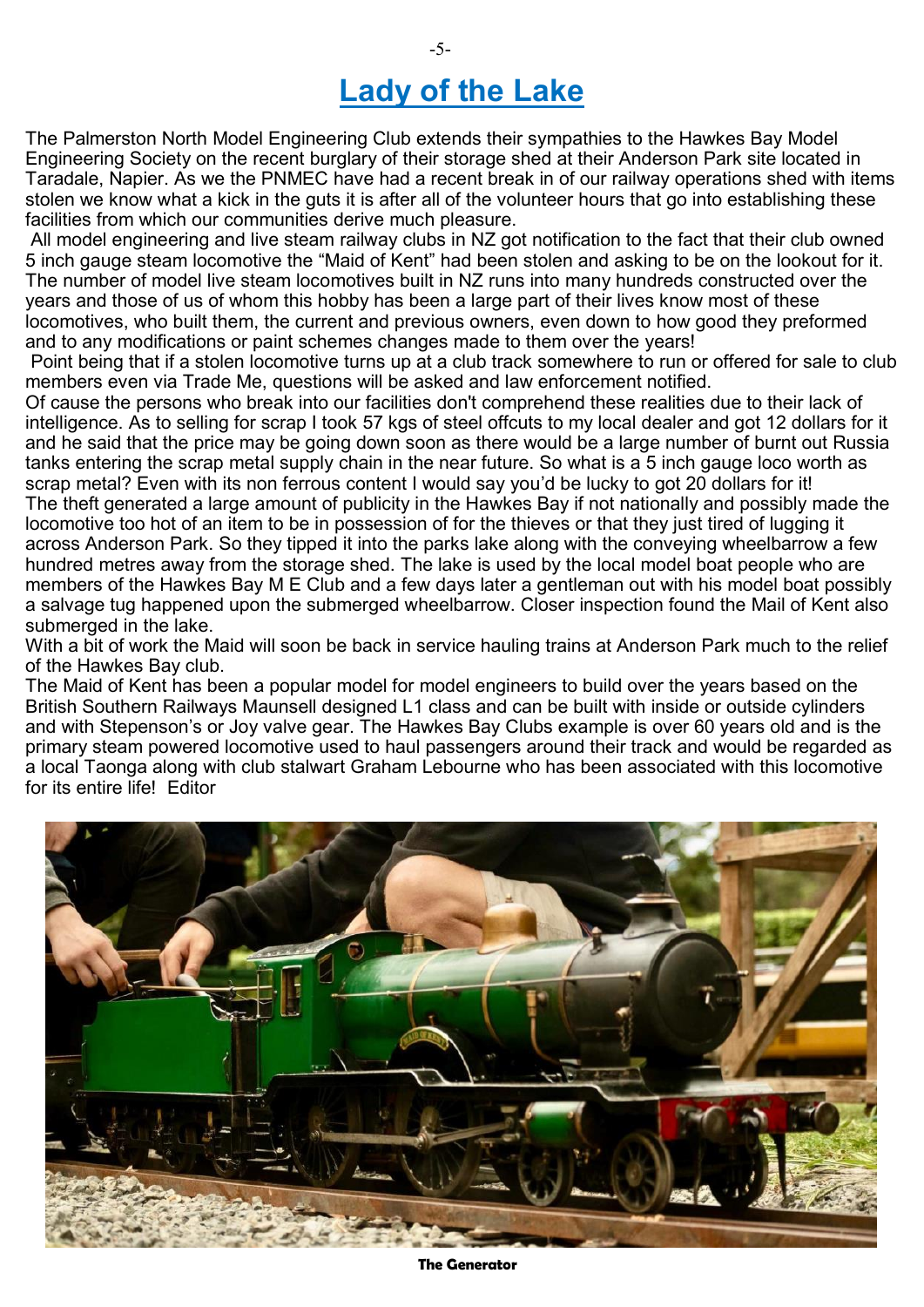# Lady of the Lake

The Palmerston North Model Engineering Club extends their sympathies to the Hawkes Bay Model Engineering Society on the recent burglary of their storage shed at their Anderson Park site located in Taradale, Napier. As we the PNMEC have had a recent break in of our railway operations shed with items stolen we know what a kick in the guts it is after all of the volunteer hours that go into establishing these facilities from which our communities derive much pleasure.

All model engineering and live steam railway clubs in NZ got notification to the fact that their club owned 5 inch gauge steam locomotive the “Maid of Kent” had been stolen and asking to be on the lookout for it. The number of model live steam locomotives built in NZ runs into many hundreds constructed over the years and those of us of whom this hobby has been a large part of their lives know most of these locomotives, who built them, the current and previous owners, even down to how good they preformed and to any modifications or paint schemes changes made to them over the years!

Point being that if a stolen locomotive turns up at a club track somewhere to run or offered for sale to club members even via Trade Me, questions will be asked and law enforcement notified.

Of cause the persons who break into our facilities don't comprehend these realities due to their lack of intelligence. As to selling for scrap I took 57 kgs of steel offcuts to my local dealer and got 12 dollars for it and he said that the price may be going down soon as there would be a large number of burnt out Russia tanks entering the scrap metal supply chain in the near future. So what is a 5 inch gauge loco worth as scrap metal? Even with its non ferrous content I would say you’d be lucky to got 20 dollars for it!

The theft generated a large amount of publicity in the Hawkes Bay if not nationally and possibly made the locomotive too hot of an item to be in possession of for the thieves or that they just tired of lugging it across Anderson Park. So they tipped it into the parks lake along with the conveying wheelbarrow a few hundred metres away from the storage shed. The lake is used by the local model boat people who are members of the Hawkes Bay M E Club and a few days later a gentleman out with his model boat possibly a salvage tug happened upon the submerged wheelbarrow. Closer inspection found the Mail of Kent also submerged in the lake.

With a bit of work the Maid will soon be back in service hauling trains at Anderson Park much to the relief of the Hawkes Bay club.

The Maid of Kent has been a popular model for model engineers to build over the years based on the British Southern Railways Maunsell designed L1 class and can be built with inside or outside cylinders and with Stepenson’s or Joy valve gear. The Hawkes Bay Clubs example is over 60 years old and is the primary steam powered locomotive used to haul passengers around their track and would be regarded as a local Taonga along with club stalwart Graham Lebourne who has been associated with this locomotive for its entire life! Editor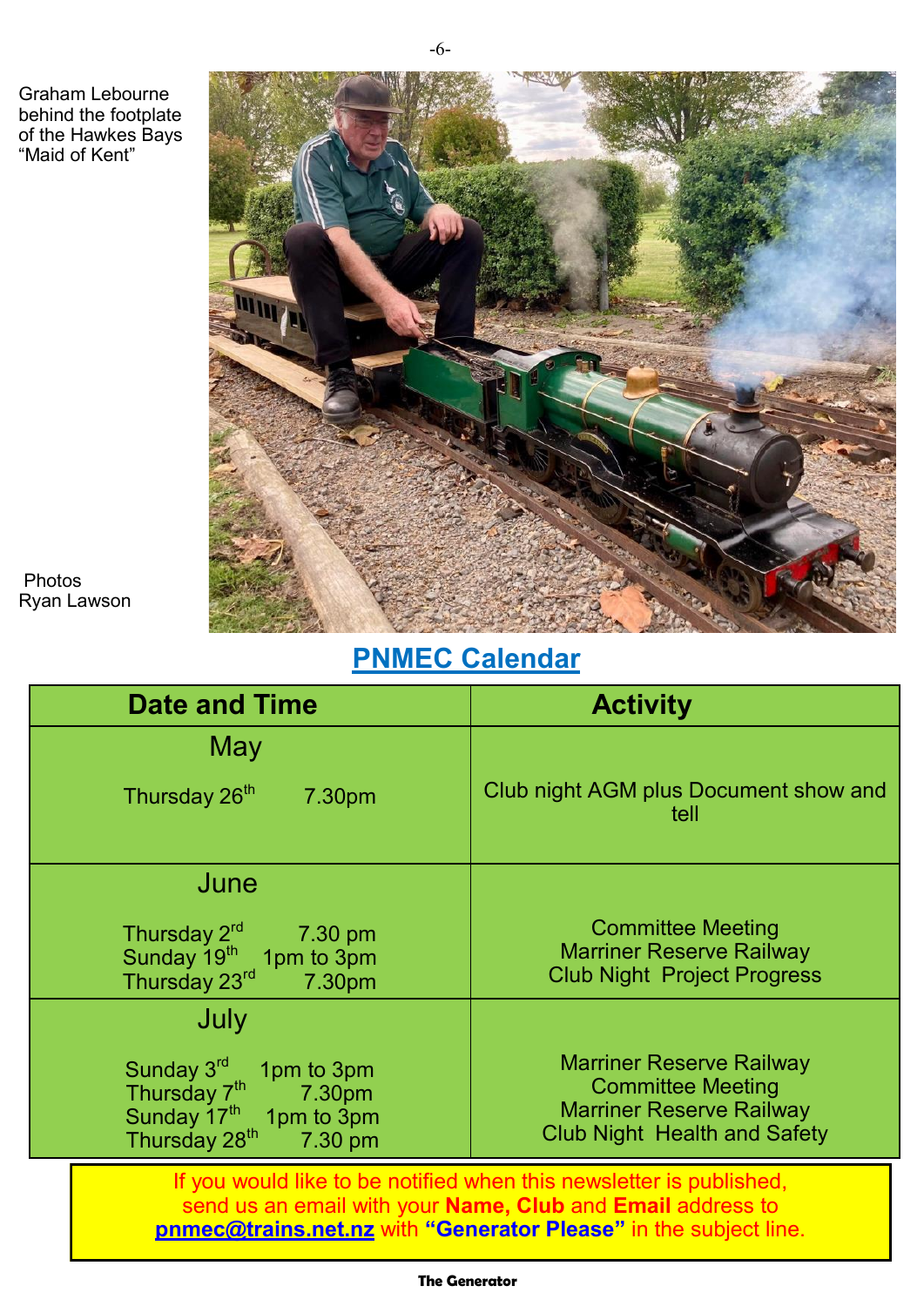Graham Lebourne behind the footplate of the Hawkes Bays "Maid of Kent"

Photos Ryan Lawson

## PNMEC Calendar

| Date and Time | Activity |
|---|---|
| **May** | |
| Thursday 26th 7.30pm | Club night AGM plus Document show and tell |
| **June** | |
| Thursday 2nd 7.30 pm | Committee Meeting |
| Sunday 19th 1pm to 3pm | Marriner Reserve Railway |
| Thursday 23rd 7.30pm | Club Night Project Progress |
| **July** | |
| Sunday 3rd 1pm to 3pm | Marriner Reserve Railway |
| Thursday 7th 7.30pm | Committee Meeting |
| Sunday 17th 1pm to 3pm | Marriner Reserve Railway |
| Thursday 28th 7.30 pm | Club Night Health and Safety |

If you would like to be notified when this newsletter is published, send us an email with your **Name, Club** and **Email** address to **pnmec@trains.net.nz** with **"Generator Please"** in the subject line.